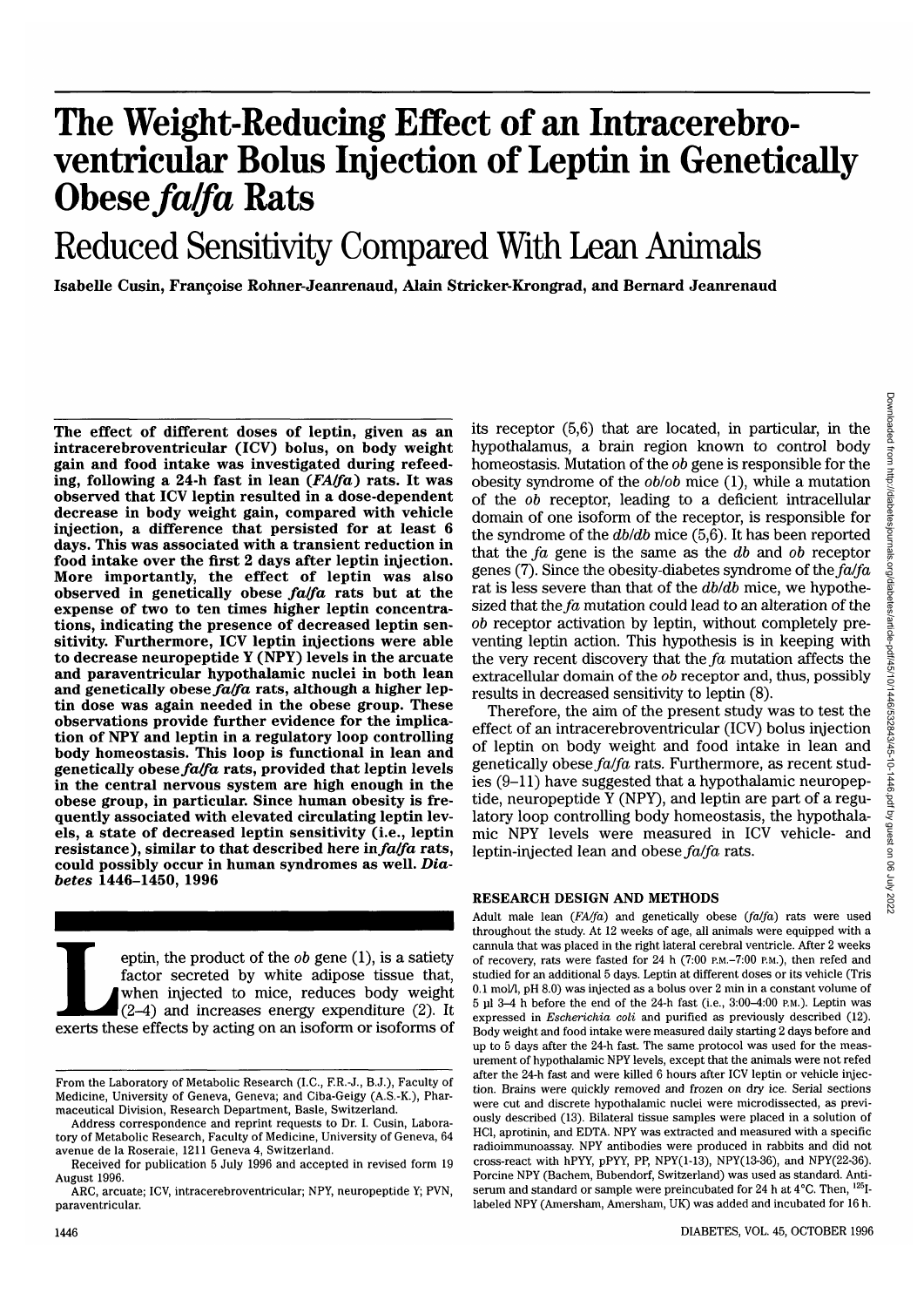# The Weight-Reducing Effect of an Intracerebroventricular Bolus Injection of Leptin in Genetically Obese *fa/fa* Rats

## Reduced Sensitivity Compared With Lean Animals

Isabelle Cusin, Françoise Rohner-Jeanrenaud, Alain Stricker-Krongrad, and Bernard Jeanrenaud

**The effect of different doses of leptin, given as an intracerebroventricular (ICV) bolus, on body weight gain and food intake was investigated during refeeding, following a 24-h fast in lean (*FA/fa*) rats. It was observed that ICV leptin resulted in a dose-dependent decrease in body weight gain, compared with vehicle injection, a difference that persisted for at least 6 days. This was associated with a transient reduction in food intake over the first 2 days after leptin injection. More importantly, the effect of leptin was also observed in genetically obese *fa/fa* rats but at the expense of two to ten times higher leptin concentrations, indicating the presence of decreased leptin sensitivity. Furthermore, ICV leptin injections were able to decrease neuropeptide Y (NPY) levels in the arcuate and paraventricular hypothalamic nuclei in both lean and genetically obese *fa/fa* rats, although a higher leptin dose was again needed in the obese group. These observations provide further evidence for the implication of NPY and leptin in a regulatory loop controlling body homeostasis. This loop is functional in lean and genetically obese *fa/fa* rats, provided that leptin levels in the central nervous system are high enough in the obese group, in particular. Since human obesity is frequently associated with elevated circulating leptin levels, a state of decreased leptin sensitivity (i.e., leptin resistance), similar to that described here in *fa/fa* rats, could possibly occur in human syndromes as well. *Diabetes* 1446–1450, 1996**

Leptin, the product of the *ob* gene (1), is a satiety factor secreted by white adipose tissue that, when injected to mice, reduces body weight (2–4) and increases energy expenditure (2). It exerts these effects by acting on an isoform or isoforms of its receptor (5,6) that are located, in particular, in the hypothalamus, a brain region known to control body homeostasis. Mutation of the *ob* gene is responsible for the obesity syndrome of the *ob/ob* mice (1), while a mutation of the *ob* receptor, leading to a deficient intracellular domain of one isoform of the receptor, is responsible for the syndrome of the *db/db* mice (5,6). It has been reported that the *fa* gene is the same as the *db* and *ob* receptor genes (7). Since the obesity-diabetes syndrome of the *fa/fa* rat is less severe than that of the *db/db* mice, we hypothesized that the *fa* mutation could lead to an alteration of the *ob* receptor activation by leptin, without completely preventing leptin action. This hypothesis is in keeping with the very recent discovery that the *fa* mutation affects the extracellular domain of the *ob* receptor and, thus, possibly results in decreased sensitivity to leptin (8).

Therefore, the aim of the present study was to test the effect of an intracerebroventricular (ICV) bolus injection of leptin on body weight and food intake in lean and genetically obese *fa/fa* rats. Furthermore, as recent studies (9–11) have suggested that a hypothalamic neuropeptide, neuropeptide Y (NPY), and leptin are part of a regulatory loop controlling body homeostasis, the hypothalamic NPY levels were measured in ICV vehicle- and leptin-injected lean and obese *fa/fa* rats.

From the Laboratory of Metabolic Research (I.C., F.R.-J., B.J.), Faculty of Medicine, University of Geneva, Geneva; and Ciba-Geigy (A.S.-K.), Pharmaceutical Division, Research Department, Basle, Switzerland.

Address correspondence and reprint requests to Dr. I. Cusin, Laboratory of Metabolic Research, Faculty of Medicine, University of Geneva, 64 avenue de la Roseraie, 1211 Geneva 4, Switzerland.

Received for publication 5 July 1996 and accepted in revised form 19 August 1996.

ARC, arcuate; ICV, intracerebroventricular; NPY, neuropeptide Y; PVN, paraventricular.

## RESEARCH DESIGN AND METHODS

Adult male lean (*FA/fa*) and genetically obese (*fa/fa*) rats were used throughout the study. At 12 weeks of age, all animals were equipped with a cannula that was placed in the right lateral cerebral ventricle. After 2 weeks of recovery, rats were fasted for 24 h (7:00 P.M.–7:00 P.M.), then refed and studied for an additional 5 days. Leptin at different doses or its vehicle (Tris 0.1 mol/l, pH 8.0) was injected as a bolus over 2 min in a constant volume of 5 µl 3–4 h before the end of the 24-h fast (i.e., 3:00–4:00 P.M.). Leptin was expressed in *Escherichia coli* and purified as previously described (12). Body weight and food intake were measured daily starting 2 days before and up to 5 days after the 24-h fast. The same protocol was used for the measurement of hypothalamic NPY levels, except that the animals were not refed after the 24-h fast and were killed 6 hours after ICV leptin or vehicle injection. Brains were quickly removed and frozen on dry ice. Serial sections were cut and discrete hypothalamic nuclei were microdissected, as previously described (13). Bilateral tissue samples were placed in a solution of HCl, aprotinin, and EDTA. NPY was extracted and measured with a specific radioimmunoassay. NPY antibodies were produced in rabbits and did not cross-react with hPYY, pPYY, PP, NPY(13-36), NPY(13-36), and NPY(22-36). Porcine NPY (Bachem, Bubendorf, Switzerland) was used as standard. Antiserum and standard or sample were preincubated for 24 h at 4°C. Then, $^{125}$I-labeled NPY (Amersham, Amersham, UK) was added and incubated for 16 h.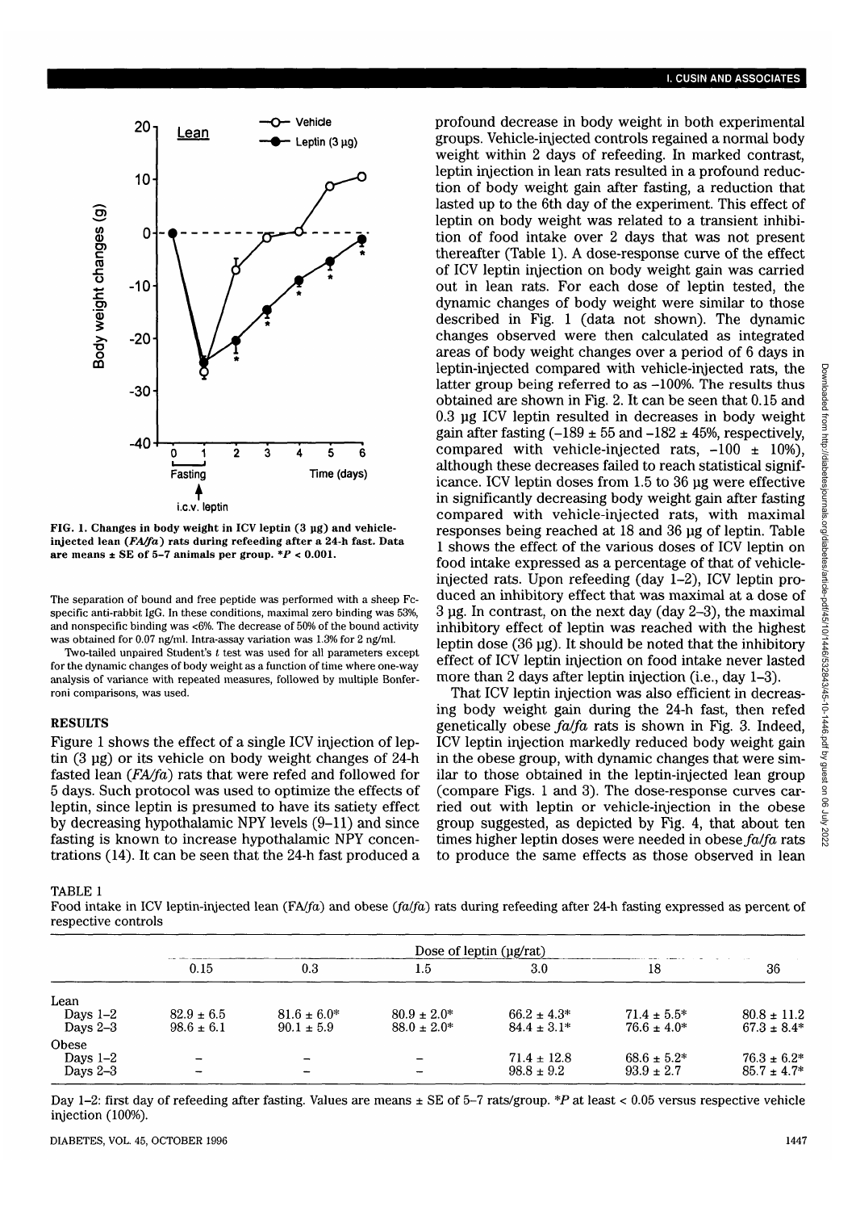FIG. 1. Changes in body weight in ICV leptin (3 μg) and vehicle-injected lean (*FA/fa*) rats during refeeding after a 24-h fast. Data are means ± SE of 5–7 animals per group. *P < 0.001.

The separation of bound and free peptide was performed with a sheep Fc-specific anti-rabbit IgG. In these conditions, maximal zero binding was 53%, and nonspecific binding was <6%. The decrease of 50% of the bound activity was obtained for 0.07 ng/ml. Intra-assay variation was 1.3% for 2 ng/ml.

Two-tailed unpaired Student's *t* test was used for all parameters except for the dynamic changes of body weight as a function of time where one-way analysis of variance with repeated measures, followed by multiple Bonferroni comparisons, was used.

## RESULTS

Figure 1 shows the effect of a single ICV injection of leptin (3 μg) or its vehicle on body weight changes of 24-h fasted lean (*FA/fa*) rats that were refed and followed for 5 days. Such protocol was used to optimize the effects of leptin, since leptin is presumed to have its satiety effect by decreasing hypothalamic NPY levels (9–11) and since fasting is known to increase hypothalamic NPY concentrations (14). It can be seen that the 24-h fast produced a profound decrease in body weight in both experimental groups. Vehicle-injected controls regained a normal body weight within 2 days of refeeding. In marked contrast, leptin injection in lean rats resulted in a profound reduction of body weight gain after fasting, a reduction that lasted up to the 6th day of the experiment. This effect of leptin on body weight was related to a transient inhibition of food intake over 2 days that was not present thereafter (Table 1). A dose-response curve of the effect of ICV leptin injection on body weight gain was carried out in lean rats. For each dose of leptin tested, the dynamic changes of body weight were similar to those described in Fig. 1 (data not shown). The dynamic changes observed were then calculated as integrated areas of body weight changes over a period of 6 days in leptin-injected compared with vehicle-injected rats, the latter group being referred to as –100%. The results thus obtained are shown in Fig. 2. It can be seen that 0.15 and 0.3 μg ICV leptin resulted in decreases in body weight gain after fasting (–189 ± 55 and –182 ± 45%, respectively, compared with vehicle-injected rats, –100 ± 10%), although these decreases failed to reach statistical significance. ICV leptin doses from 1.5 to 36 μg were effective in significantly decreasing body weight gain after fasting compared with vehicle-injected rats, with maximal responses being reached at 18 and 36 μg of leptin. Table 1 shows the effect of the various doses of ICV leptin on food intake expressed as a percentage of that of vehicle-injected rats. Upon refeeding (day 1–2), ICV leptin produced an inhibitory effect that was maximal at a dose of 3 μg. In contrast, on the next day (day 2–3), the maximal inhibitory effect of leptin was reached with the highest leptin dose (36 μg). It should be noted that the inhibitory effect of ICV leptin injection on food intake never lasted more than 2 days after leptin injection (i.e., day 1–3).

That ICV leptin injection was also efficient in decreasing body weight gain during the 24-h fast, then refed genetically obese *fa/fa* rats is shown in Fig. 3. Indeed, ICV leptin injection markedly reduced body weight gain in the obese group, with dynamic changes that were similar to those obtained in the leptin-injected lean group (compare Figs. 1 and 3). The dose-response curves carried out with leptin or vehicle-injection in the obese group suggested, as depicted by Fig. 4, that about ten times higher leptin doses were needed in obese *fa/fa* rats to produce the same effects as those observed in lean

TABLE 1

Food intake in ICV leptin-injected lean (FA/*fa*) and obese (*fa/fa*) rats during refeeding after 24-h fasting expressed as percent of respective controls

| | Dose of leptin (μg/rat) | | | | | |
|---|---|---|---|---|---|---|
| | 0.15 | 0.3 | 1.5 | 3.0 | 18 | 36 |
| Lean | | | | | | |
| Days 1–2 | 82.9 ± 6.5 | 81.6 ± 6.0* | 80.9 ± 2.0* | 66.2 ± 4.3* | 71.4 ± 5.5* | 80.8 ± 11.2 |
| Days 2–3 | 98.6 ± 6.1 | 90.1 ± 5.9 | 88.0 ± 2.0* | 84.4 ± 3.1* | 76.6 ± 4.0* | 67.3 ± 8.4* |
| Obese | | | | | | |
| Days 1–2 | – | – | – | 71.4 ± 12.8 | 68.6 ± 5.2* | 76.3 ± 6.2* |
| Days 2–3 | – | – | – | 98.8 ± 9.2 | 93.9 ± 2.7 | 85.7 ± 4.7* |

Day 1–2: first day of refeeding after fasting. Values are means ± SE of 5–7 rats/group. *P at least < 0.05 versus respective vehicle injection (100%).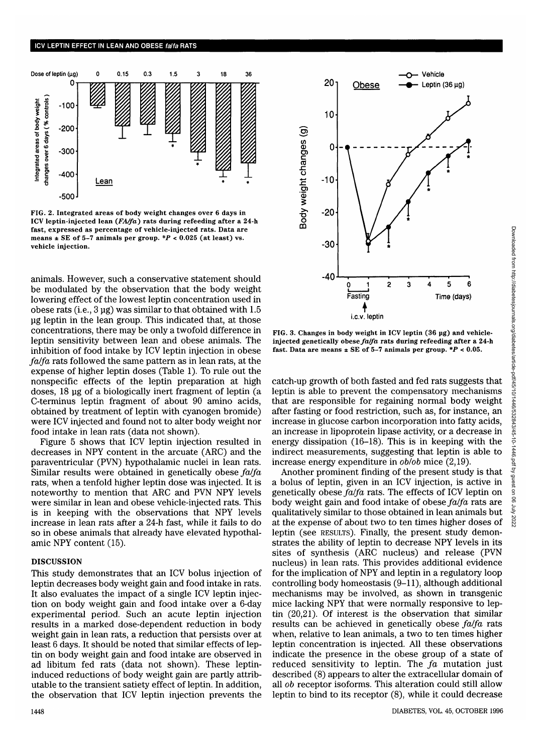FIG. 2. Integrated areas of body weight changes over 6 days in ICV leptin-injected lean (*FA/fa*) rats during refeeding after a 24-h fast, expressed as percentage of vehicle-injected rats. Data are means ± SE of 5–7 animals per group. \*$P < 0.025$ (at least) vs. vehicle injection.

FIG. 3. Changes in body weight in ICV leptin (36 μg) and vehicle-injected genetically obese *fa/fa* rats during refeeding after a 24-h fast. Data are means ± SE of 5–7 animals per group. \*$P < 0.05$.

animals. However, such a conservative statement should be modulated by the observation that the body weight lowering effect of the lowest leptin concentration used in obese rats (i.e., 3 μg) was similar to that obtained with 1.5 μg leptin in the lean group. This indicated that, at those concentrations, there may be only a twofold difference in leptin sensitivity between lean and obese animals. The inhibition of food intake by ICV leptin injection in obese *fa/fa* rats followed the same pattern as in lean rats, at the expense of higher leptin doses (Table 1). To rule out the nonspecific effects of the leptin preparation at high doses, 18 μg of a biologically inert fragment of leptin (a C-terminus leptin fragment of about 90 amino acids, obtained by treatment of leptin with cyanogen bromide) were ICV injected and found not to alter body weight nor food intake in lean rats (data not shown).

Figure 5 shows that ICV leptin injection resulted in decreases in NPY content in the arcuate (ARC) and the paraventricular (PVN) hypothalamic nuclei in lean rats. Similar results were obtained in genetically obese *fa/fa* rats, when a tenfold higher leptin dose was injected. It is noteworthy to mention that ARC and PVN NPY levels were similar in lean and obese vehicle-injected rats. This is in keeping with the observations that NPY levels increase in lean rats after a 24-h fast, while it fails to do so in obese animals that already have elevated hypothalamic NPY content (15).

## DISCUSSION

This study demonstrates that an ICV bolus injection of leptin decreases body weight gain and food intake in rats. It also evaluates the impact of a single ICV leptin injection on body weight gain and food intake over a 6-day experimental period. Such an acute leptin injection results in a marked dose-dependent reduction in body weight gain in lean rats, a reduction that persists over at least 6 days. It should be noted that similar effects of leptin on body weight gain and food intake are observed in ad libitum fed rats (data not shown). These leptin-induced reductions of body weight gain are partly attributable to the transient satiety effect of leptin. In addition, the observation that ICV leptin injection prevents the catch-up growth of both fasted and fed rats suggests that leptin is able to prevent the compensatory mechanisms that are responsible for regaining normal body weight after fasting or food restriction, such as, for instance, an increase in glucose carbon incorporation into fatty acids, an increase in lipoprotein lipase activity, or a decrease in energy dissipation (16–18). This is in keeping with the indirect measurements, suggesting that leptin is able to increase energy expenditure in *ob/ob* mice (2,19).

Another prominent finding of the present study is that a bolus of leptin, given in an ICV injection, is active in genetically obese *fa/fa* rats. The effects of ICV leptin on body weight gain and food intake of obese *fa/fa* rats are qualitatively similar to those obtained in lean animals but at the expense of about two to ten times higher doses of leptin (see RESULTS). Finally, the present study demonstrates the ability of leptin to decrease NPY levels in its sites of synthesis (ARC nucleus) and release (PVN nucleus) in lean rats. This provides additional evidence for the implication of NPY and leptin in a regulatory loop controlling body homeostasis (9–11), although additional mechanisms may be involved, as shown in transgenic mice lacking NPY that were normally responsive to leptin (20,21). Of interest is the observation that similar results can be achieved in genetically obese *fa/fa* rats when, relative to lean animals, a two to ten times higher leptin concentration is injected. All these observations indicate the presence in the obese group of a state of reduced sensitivity to leptin. The *fa* mutation just described (8) appears to alter the extracellular domain of all *ob* receptor isoforms. This alteration could still allow leptin to bind to its receptor (8), while it could decrease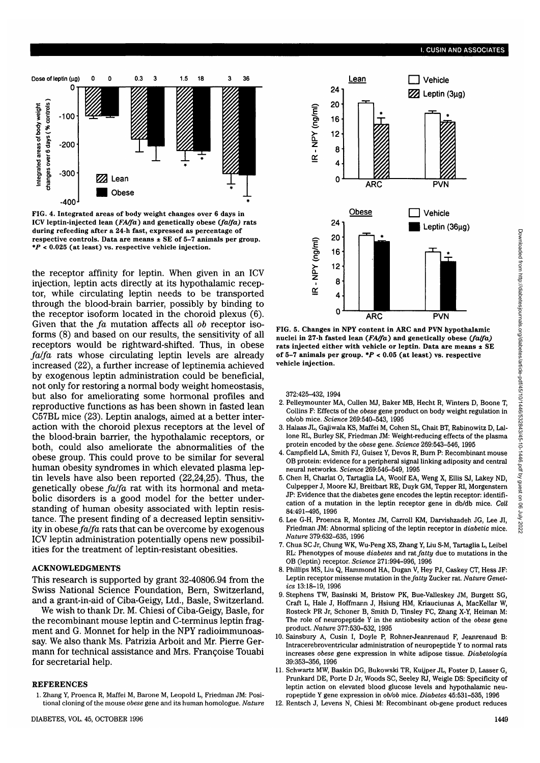FIG. 4. Integrated areas of body weight changes over 6 days in ICV leptin-injected lean (*FA/fa*) and genetically obese (*fa/fa*) rats during refeeding after a 24-h fast, expressed as percentage of respective controls. Data are means ± SE of 5–7 animals per group. *$P < 0.025$ (at least) vs. respective vehicle injection.

FIG. 5. Changes in NPY content in ARC and PVN hypothalamic nuclei in 27-h fasted lean (*FA/fa*) and genetically obese (*fa/fa*) rats injected either with vehicle or leptin. Data are means ± SE of 5–7 animals per group. *$P < 0.05$ (at least) vs. respective vehicle injection.

the receptor affinity for leptin. When given in an ICV injection, leptin acts directly at its hypothalamic receptor, while circulating leptin needs to be transported through the blood-brain barrier, possibly by binding to the receptor isoform located in the choroid plexus (6). Given that the *fa* mutation affects all *ob* receptor isoforms (8) and based on our results, the sensitivity of all receptors would be rightward-shifted. Thus, in obese *fa/fa* rats whose circulating leptin levels are already increased (22), a further increase of leptinemia achieved by exogenous leptin administration could be beneficial, not only for restoring a normal body weight homeostasis, but also for ameliorating some hormonal profiles and reproductive functions as has been shown in fasted lean C57BL mice (23). Leptin analogs, aimed at a better interaction with the choroid plexus receptors at the level of the blood-brain barrier, the hypothalamic receptors, or both, could also ameliorate the abnormalities of the obese group. This could prove to be similar for several human obesity syndromes in which elevated plasma leptin levels have also been reported (22,24,25). Thus, the genetically obese *fa/fa* rat with its hormonal and metabolic disorders is a good model for the better understanding of human obesity associated with leptin resistance. The present finding of a decreased leptin sensitivity in obese *fa/fa* rats that can be overcome by exogenous ICV leptin administration potentially opens new possibilities for the treatment of leptin-resistant obesities.

## ACKNOWLEDGMENTS

This research is supported by grant 32-40806.94 from the Swiss National Science Foundation, Bern, Switzerland, and a grant-in-aid of Ciba-Geigy, Ltd., Basle, Switzerland.

We wish to thank Dr. M. Chiesi of Ciba-Geigy, Basle, for the recombinant mouse leptin and C-terminus leptin fragment and G. Monnet for help in the NPY radioimmunoassay. We also thank Ms. Patrizia Arboit and Mr. Pierre Germann for technical assistance and Mrs. Françoise Touabi for secretarial help.

## REFERENCES

1. Zhang Y, Proenca R, Maffei M, Barone M, Leopold L, Friedman JM: Positional cloning of the mouse *obese* gene and its human homologue. *Nature* 372:425–432, 1994
2. Pelleymounter MA, Cullen MJ, Baker MB, Hecht R, Winters D, Boone T, Collins F: Effects of the *obese* gene product on body weight regulation in ob/ob mice. *Science* 269:540–543, 1995
3. Halaas JL, Gajiwala KS, Maffei M, Cohen SL, Chait BT, Rabinowitz D, Lallone RL, Burley SK, Friedman JM: Weight-reducing effects of the plasma protein encoded by the *obese* gene. *Science* 269:543–546, 1995
4. Campfield LA, Smith FJ, Guisez Y, Devos R, Burn P: Recombinant mouse OB protein: evidence for a peripheral signal linking adiposity and central neural networks. *Science* 269:546–549, 1995
5. Chen H, Charlat O, Tartaglia LA, Woolf EA, Weng X, Ellis SJ, Lakey ND, Culpepper J, Moore KJ, Breitbart RE, Duyk GM, Tepper RI, Morgenstern JP: Evidence that the diabetes gene encodes the leptin receptor: identification of a mutation in the leptin receptor gene in db/db mice. *Cell* 84:491–495, 1996
6. Lee G-H, Proenca R, Montez JM, Carroll KM, Darvishzadeh JG, Lee JI, Friedman JM: Abnormal splicing of the leptin receptor in *diabetic* mice. *Nature* 379:632–635, 1996
7. Chua SC Jr, Chung WK, Wu-Peng XS, Zhang Y, Liu S-M, Tartaglia L, Leibel RL: Phenotypes of mouse *diabetes* and rat *fatty* due to mutations in the OB (leptin) receptor. *Science* 271:994–996, 1996
8. Phillips MS, Liu Q, Hammond HA, Dugan V, Hey PJ, Caskey CT, Hess JF: Leptin receptor missense mutation in the *fatty* Zucker rat. *Nature Genetics* 13:18–19, 1996
9. Stephens TW, Basinski M, Bristow PK, Bue-Valleskey JM, Burgett SG, Craft L, Hale J, Hoffmann J, Hsiung HM, Kriauciunas A, MacKellar W, Rosteck PR Jr, Schoner B, Smith D, Tinsley FC, Zhang X-Y, Heiman M: The role of neuropeptide Y in the antiobesity action of the *obese* gene product. *Nature* 377:530–532, 1995
10. Sainsbury A, Cusin I, Doyle P, Rohner-Jeanrenaud F, Jeanrenaud B: Intracerebroventricular administration of neuropeptide Y to normal rats increases *obese* gene expression in white adipose tissue. *Diabetologia* 39:353–356, 1996
11. Schwartz MW, Baskin DG, Bukowski TR, Kuijper JL, Foster D, Lasser G, Prunkard DE, Porte D Jr, Woods SC, Seeley RJ, Weigle DS: Specificity of leptin action on elevated blood glucose levels and hypothalamic neuropeptide Y gene expression in *ob/ob* mice. *Diabetes* 45:531–535, 1996
12. Rentsch J, Levens N, Chiesi M: Recombinant ob-gene product reduces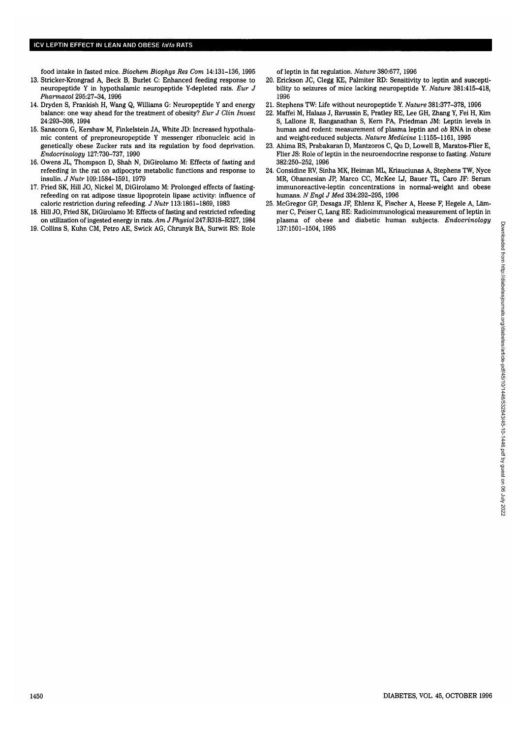food intake in fasted mice. *Biochem Biophys Res Com* 14:131–136, 1995

13. Stricker-Krongrad A, Beck B, Burlet C: Enhanced feeding response to neuropeptide Y in hypothalamic neuropeptide Y-depleted rats. *Eur J Pharmacol* 295:27–34, 1996
14. Dryden S, Frankish H, Wang Q, Williams G: Neuropeptide Y and energy balance: one way ahead for the treatment of obesity? *Eur J Clin Invest* 24:293–308, 1994
15. Sanacora G, Kershaw M, Finkelstein JA, White JD: Increased hypothalamic content of preproneuropeptide Y messenger ribonucleic acid in genetically obese Zucker rats and its regulation by food deprivation. *Endocrinology* 127:730–737, 1990
16. Owens JL, Thompson D, Shah N, DiGirolamo M: Effects of fasting and refeeding in the rat on adipocyte metabolic functions and response to insulin. *J Nutr* 109:1584–1591, 1979
17. Fried SK, Hill JO, Nickel M, DiGirolamo M: Prolonged effects of fasting-refeeding on rat adipose tissue lipoprotein lipase activity: influence of caloric restriction during refeeding. *J Nutr* 113:1861–1869, 1983
18. Hill JO, Fried SK, DiGirolamo M: Effects of fasting and restricted refeeding on utilization of ingested energy in rats. *Am J Physiol* 247:R318–R327, 1984
19. Collins S, Kuhn CM, Petro AE, Swick AG, Chrunyk BA, Surwit RS: Role of leptin in fat regulation. *Nature* 380:677, 1996
20. Erickson JC, Clegg KE, Palmiter RD: Sensitivity to leptin and susceptibility to seizures of mice lacking neuropeptide Y. *Nature* 381:415–418, 1996
21. Stephens TW: Life without neuropeptide Y. *Nature* 381:377–378, 1996
22. Maffei M, Halaas J, Ravussin E, Pratley RE, Lee GH, Zhang Y, Fei H, Kim S, Lallone R, Ranganathan S, Kern PA, Friedman JM: Leptin levels in human and rodent: measurement of plasma leptin and *ob* RNA in obese and weight-reduced subjects. *Nature Medicine* 1:1155–1161, 1995
23. Ahima RS, Prabakaran D, Mantzoros C, Qu D, Lowell B, Maratos-Flier E, Flier JS: Role of leptin in the neuroendocrine response to fasting. *Nature* 382:250–252, 1996
24. Considine RV, Sinha MK, Heiman ML, Kriauciunas A, Stephens TW, Nyce MR, Ohannesian JP, Marco CC, McKee LJ, Bauer TL, Caro JF: Serum immunoreactive-leptin concentrations in normal-weight and obese humans. *N Engl J Med* 334:292–295, 1996
25. McGregor GP, Desaga JF, Ehlenz K, Fischer A, Heese F, Hegele A, Lämmer C, Peiser C, Lang RE: Radioimmunological measurement of leptin in plasma of obese and diabetic human subjects. *Endocrinology* 137:1501–1504, 1995